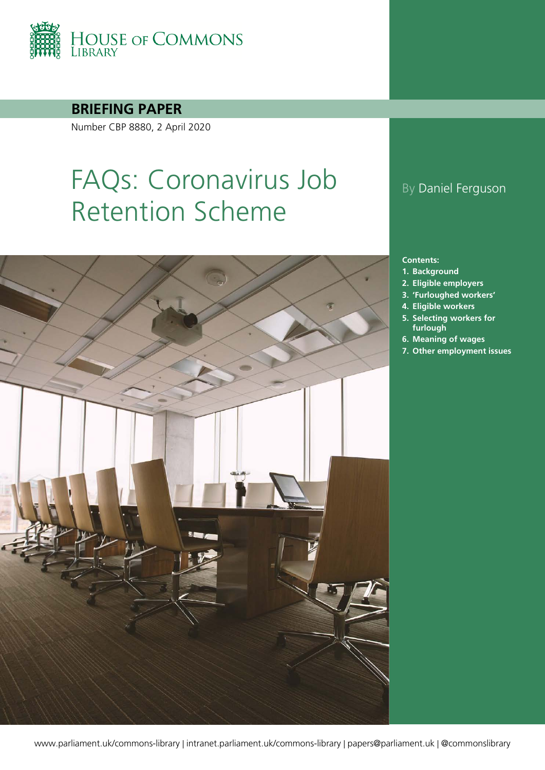HOUSE OF COMMONS LIBRARY

**BRIEFING PAPER**

Number CBP 8880, 2 April 2020

# FAQs: Coronavirus Job Retention Scheme

By Daniel Ferguson

**Contents:**

1. **Background**
2. **Eligible employers**
3. **'Furloughed workers'**
4. **Eligible workers**
5. **Selecting workers for furlough**
6. **Meaning of wages**
7. **Other employment issues**

www.parliament.uk/commons-library | intranet.parliament.uk/commons-library | papers@parliament.uk | @commonslibrary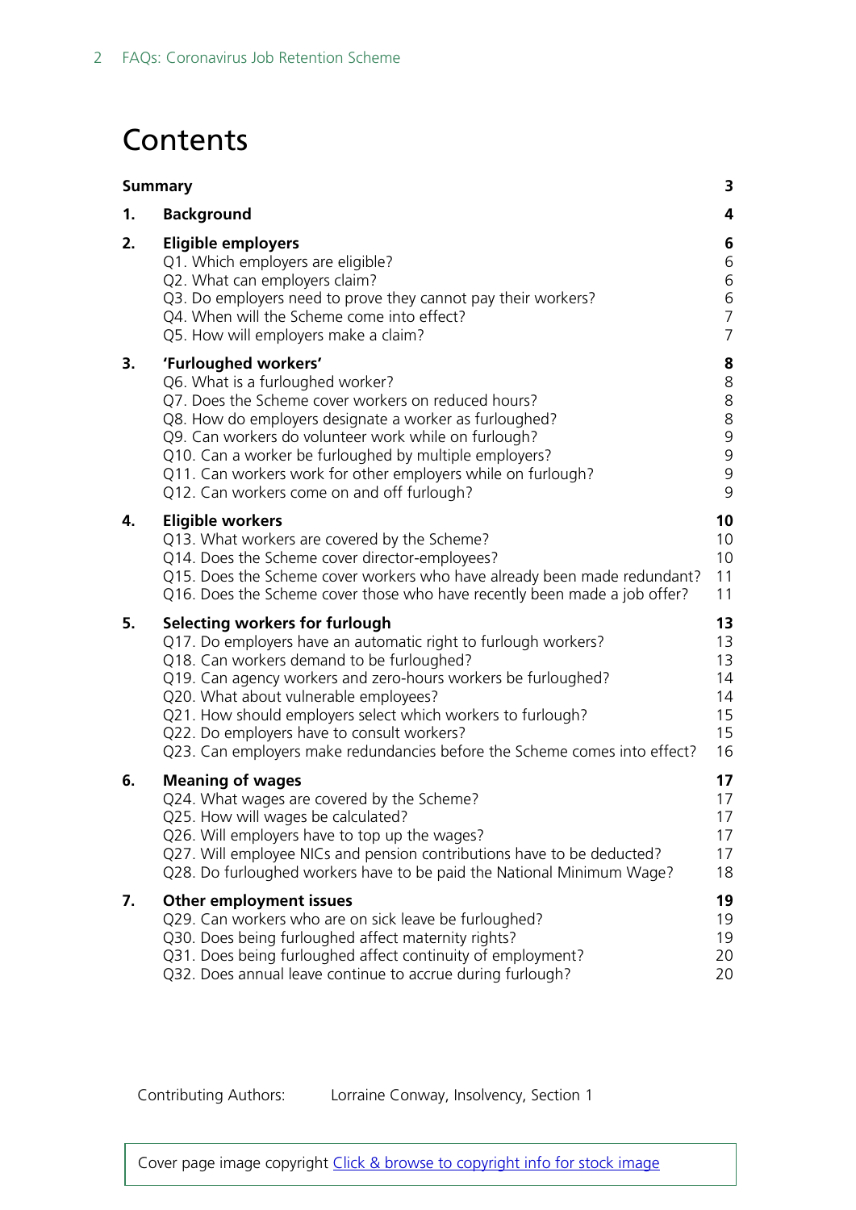# Contents

**Summary** 3

**1. Background** 4

**2. Eligible employers** 6
- Q1. Which employers are eligible? 6
- Q2. What can employers claim? 6
- Q3. Do employers need to prove they cannot pay their workers? 6
- Q4. When will the Scheme come into effect? 7
- Q5. How will employers make a claim? 7

**3. 'Furloughed workers'** 8
- Q6. What is a furloughed worker? 8
- Q7. Does the Scheme cover workers on reduced hours? 8
- Q8. How do employers designate a worker as furloughed? 8
- Q9. Can workers do volunteer work while on furlough? 9
- Q10. Can a worker be furloughed by multiple employers? 9
- Q11. Can workers work for other employers while on furlough? 9
- Q12. Can workers come on and off furlough? 9

**4. Eligible workers** 10
- Q13. What workers are covered by the Scheme? 10
- Q14. Does the Scheme cover director-employees? 10
- Q15. Does the Scheme cover workers who have already been made redundant? 11
- Q16. Does the Scheme cover those who have recently been made a job offer? 11

**5. Selecting workers for furlough** 13
- Q17. Do employers have an automatic right to furlough workers? 13
- Q18. Can workers demand to be furloughed? 13
- Q19. Can agency workers and zero-hours workers be furloughed? 14
- Q20. What about vulnerable employees? 14
- Q21. How should employers select which workers to furlough? 15
- Q22. Do employers have to consult workers? 15
- Q23. Can employers make redundancies before the Scheme comes into effect? 16

**6. Meaning of wages** 17
- Q24. What wages are covered by the Scheme? 17
- Q25. How will wages be calculated? 17
- Q26. Will employers have to top up the wages? 17
- Q27. Will employee NICs and pension contributions have to be deducted? 17
- Q28. Do furloughed workers have to be paid the National Minimum Wage? 18

**7. Other employment issues** 19
- Q29. Can workers who are on sick leave be furloughed? 19
- Q30. Does being furloughed affect maternity rights? 19
- Q31. Does being furloughed affect continuity of employment? 20
- Q32. Does annual leave continue to accrue during furlough? 20

Contributing Authors: Lorraine Conway, Insolvency, Section 1

Cover page image copyright Click & browse to copyright info for stock image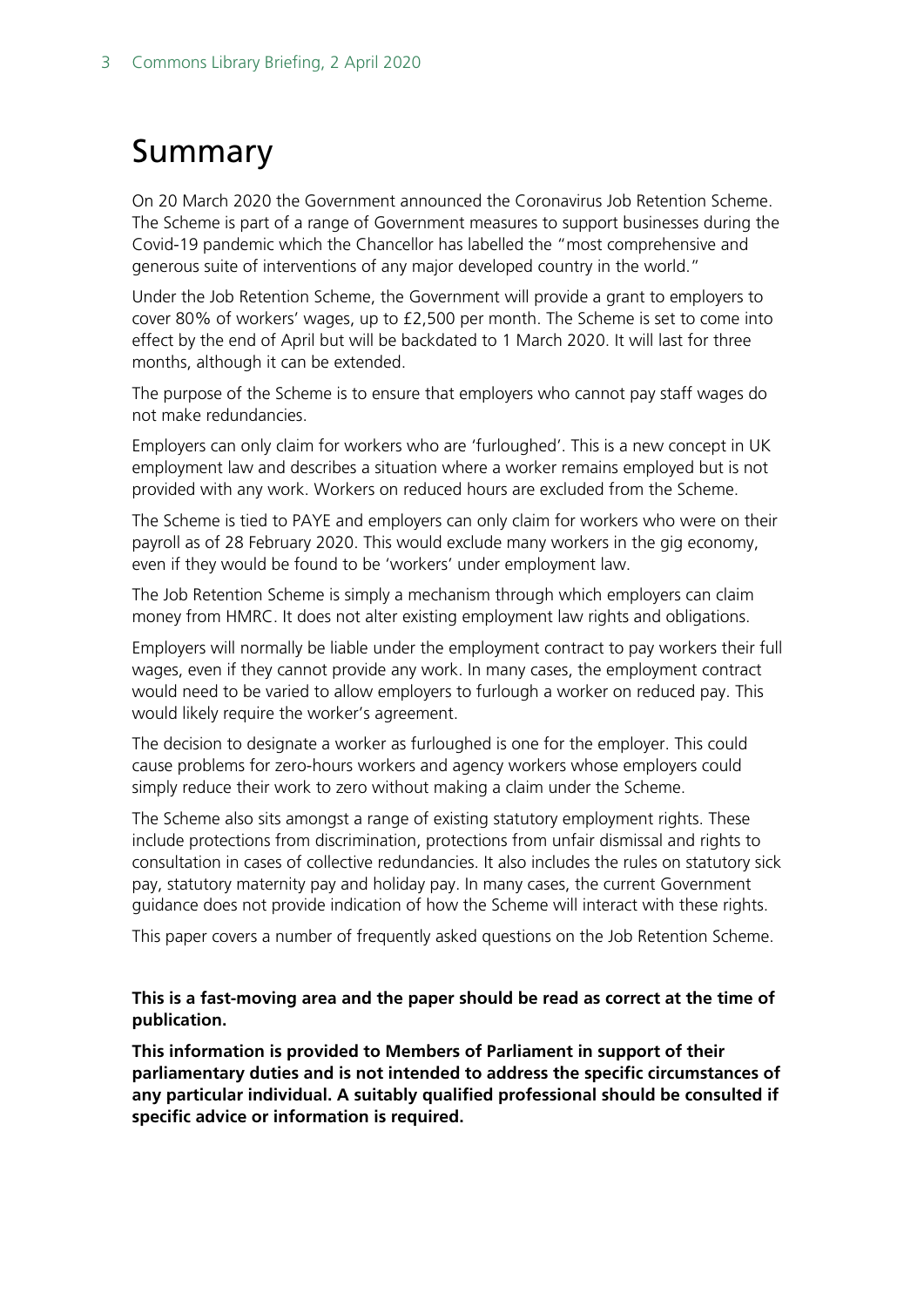# Summary

On 20 March 2020 the Government announced the Coronavirus Job Retention Scheme. The Scheme is part of a range of Government measures to support businesses during the Covid-19 pandemic which the Chancellor has labelled the "most comprehensive and generous suite of interventions of any major developed country in the world."

Under the Job Retention Scheme, the Government will provide a grant to employers to cover 80% of workers' wages, up to £2,500 per month. The Scheme is set to come into effect by the end of April but will be backdated to 1 March 2020. It will last for three months, although it can be extended.

The purpose of the Scheme is to ensure that employers who cannot pay staff wages do not make redundancies.

Employers can only claim for workers who are 'furloughed'. This is a new concept in UK employment law and describes a situation where a worker remains employed but is not provided with any work. Workers on reduced hours are excluded from the Scheme.

The Scheme is tied to PAYE and employers can only claim for workers who were on their payroll as of 28 February 2020. This would exclude many workers in the gig economy, even if they would be found to be 'workers' under employment law.

The Job Retention Scheme is simply a mechanism through which employers can claim money from HMRC. It does not alter existing employment law rights and obligations.

Employers will normally be liable under the employment contract to pay workers their full wages, even if they cannot provide any work. In many cases, the employment contract would need to be varied to allow employers to furlough a worker on reduced pay. This would likely require the worker's agreement.

The decision to designate a worker as furloughed is one for the employer. This could cause problems for zero-hours workers and agency workers whose employers could simply reduce their work to zero without making a claim under the Scheme.

The Scheme also sits amongst a range of existing statutory employment rights. These include protections from discrimination, protections from unfair dismissal and rights to consultation in cases of collective redundancies. It also includes the rules on statutory sick pay, statutory maternity pay and holiday pay. In many cases, the current Government guidance does not provide indication of how the Scheme will interact with these rights.

This paper covers a number of frequently asked questions on the Job Retention Scheme.

**This is a fast-moving area and the paper should be read as correct at the time of publication.**

**This information is provided to Members of Parliament in support of their parliamentary duties and is not intended to address the specific circumstances of any particular individual. A suitably qualified professional should be consulted if specific advice or information is required.**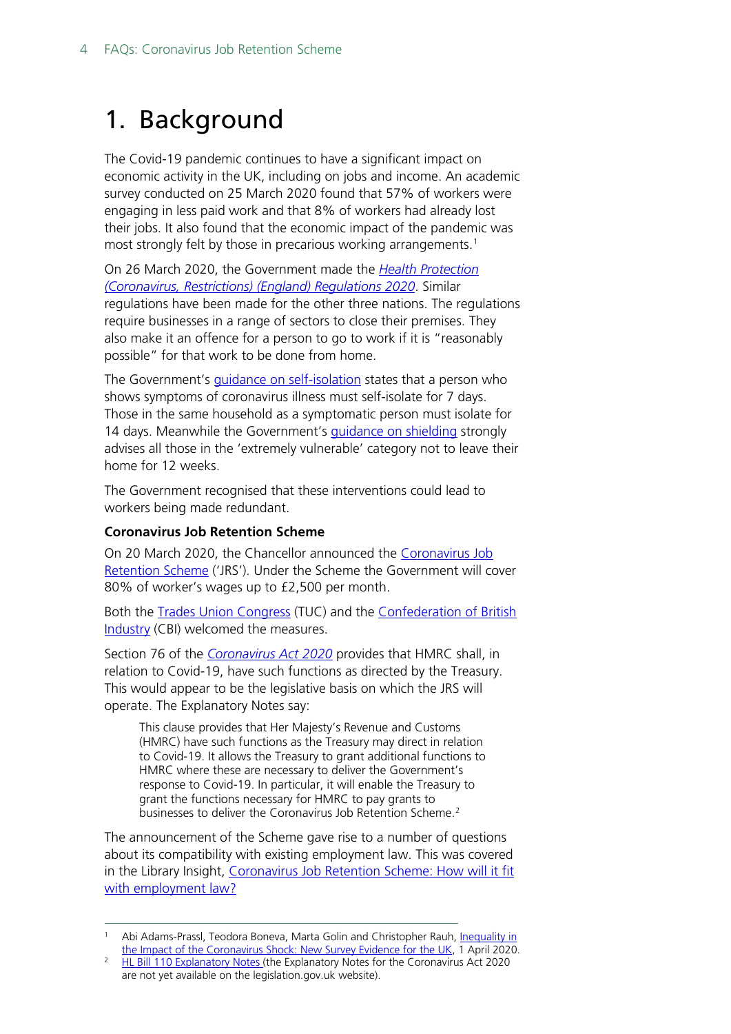# 1. Background

The Covid-19 pandemic continues to have a significant impact on economic activity in the UK, including on jobs and income. An academic survey conducted on 25 March 2020 found that 57% of workers were engaging in less paid work and that 8% of workers had already lost their jobs. It also found that the economic impact of the pandemic was most strongly felt by those in precarious working arrangements.[1]

On 26 March 2020, the Government made the *Health Protection (Coronavirus, Restrictions) (England) Regulations 2020*. Similar regulations have been made for the other three nations. The regulations require businesses in a range of sectors to close their premises. They also make it an offence for a person to go to work if it is "reasonably possible" for that work to be done from home.

The Government's guidance on self-isolation states that a person who shows symptoms of coronavirus illness must self-isolate for 7 days. Those in the same household as a symptomatic person must isolate for 14 days. Meanwhile the Government's guidance on shielding strongly advises all those in the 'extremely vulnerable' category not to leave their home for 12 weeks.

The Government recognised that these interventions could lead to workers being made redundant.

**Coronavirus Job Retention Scheme**

On 20 March 2020, the Chancellor announced the Coronavirus Job Retention Scheme ('JRS'). Under the Scheme the Government will cover 80% of worker's wages up to £2,500 per month.

Both the Trades Union Congress (TUC) and the Confederation of British Industry (CBI) welcomed the measures.

Section 76 of the *Coronavirus Act 2020* provides that HMRC shall, in relation to Covid-19, have such functions as directed by the Treasury. This would appear to be the legislative basis on which the JRS will operate. The Explanatory Notes say:

> This clause provides that Her Majesty's Revenue and Customs (HMRC) have such functions as the Treasury may direct in relation to Covid-19. It allows the Treasury to grant additional functions to HMRC where these are necessary to deliver the Government's response to Covid-19. In particular, it will enable the Treasury to grant the functions necessary for HMRC to pay grants to businesses to deliver the Coronavirus Job Retention Scheme.[2]

The announcement of the Scheme gave rise to a number of questions about its compatibility with existing employment law. This was covered in the Library Insight, Coronavirus Job Retention Scheme: How will it fit with employment law?

---

[1] Abi Adams-Prassl, Teodora Boneva, Marta Golin and Christopher Rauh, Inequality in the Impact of the Coronavirus Shock: New Survey Evidence for the UK, 1 April 2020.

[2] HL Bill 110 Explanatory Notes (the Explanatory Notes for the Coronavirus Act 2020 are not yet available on the legislation.gov.uk website).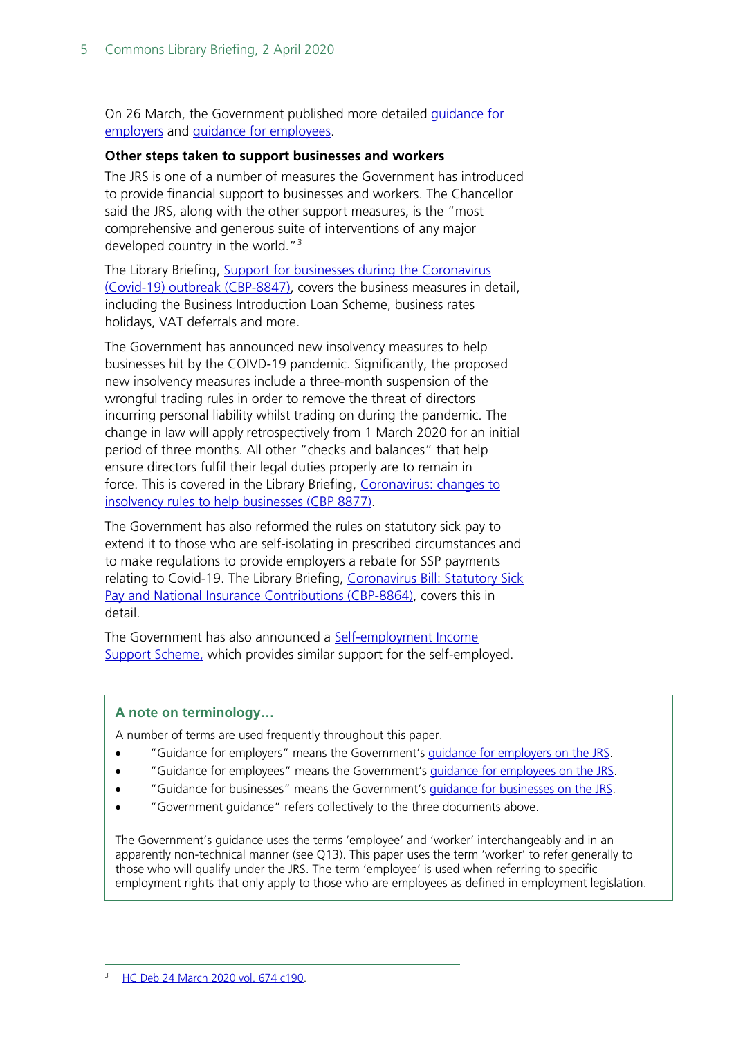On 26 March, the Government published more detailed guidance for employers and guidance for employees.

**Other steps taken to support businesses and workers**

The JRS is one of a number of measures the Government has introduced to provide financial support to businesses and workers. The Chancellor said the JRS, along with the other support measures, is the "most comprehensive and generous suite of interventions of any major developed country in the world."[3]

The Library Briefing, Support for businesses during the Coronavirus (Covid-19) outbreak (CBP-8847), covers the business measures in detail, including the Business Introduction Loan Scheme, business rates holidays, VAT deferrals and more.

The Government has announced new insolvency measures to help businesses hit by the COIVD-19 pandemic. Significantly, the proposed new insolvency measures include a three-month suspension of the wrongful trading rules in order to remove the threat of directors incurring personal liability whilst trading on during the pandemic. The change in law will apply retrospectively from 1 March 2020 for an initial period of three months. All other "checks and balances" that help ensure directors fulfil their legal duties properly are to remain in force. This is covered in the Library Briefing, Coronavirus: changes to insolvency rules to help businesses (CBP 8877).

The Government has also reformed the rules on statutory sick pay to extend it to those who are self-isolating in prescribed circumstances and to make regulations to provide employers a rebate for SSP payments relating to Covid-19. The Library Briefing, Coronavirus Bill: Statutory Sick Pay and National Insurance Contributions (CBP-8864), covers this in detail.

The Government has also announced a Self-employment Income Support Scheme, which provides similar support for the self-employed.

**A note on terminology…**

A number of terms are used frequently throughout this paper.

- "Guidance for employers" means the Government's guidance for employers on the JRS.
- "Guidance for employees" means the Government's guidance for employees on the JRS.
- "Guidance for businesses" means the Government's guidance for businesses on the JRS.
- "Government guidance" refers collectively to the three documents above.

The Government's guidance uses the terms 'employee' and 'worker' interchangeably and in an apparently non-technical manner (see Q13). This paper uses the term 'worker' to refer generally to those who will qualify under the JRS. The term 'employee' is used when referring to specific employment rights that only apply to those who are employees as defined in employment legislation.

[3] HC Deb 24 March 2020 vol. 674 c190.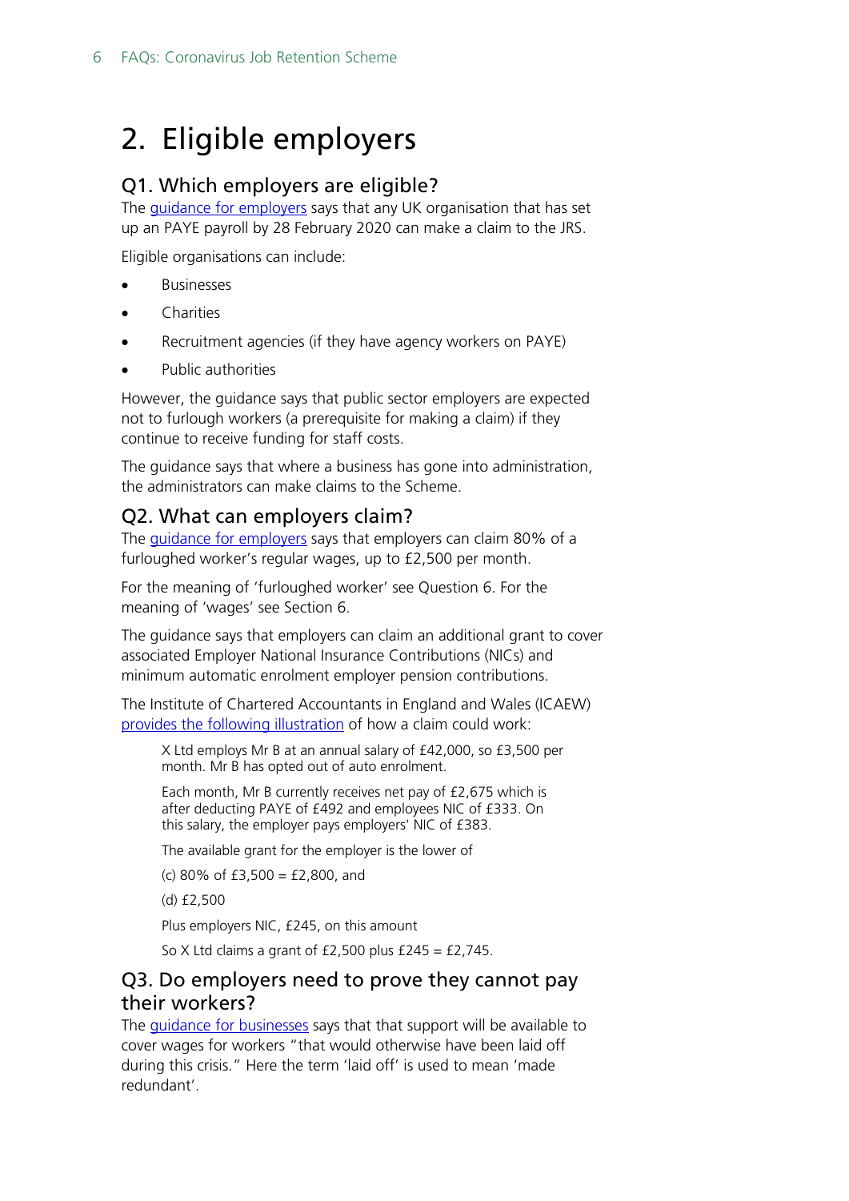# 2. Eligible employers

## Q1. Which employers are eligible?

The guidance for employers says that any UK organisation that has set up an PAYE payroll by 28 February 2020 can make a claim to the JRS.

Eligible organisations can include:

- Businesses
- Charities
- Recruitment agencies (if they have agency workers on PAYE)
- Public authorities

However, the guidance says that public sector employers are expected not to furlough workers (a prerequisite for making a claim) if they continue to receive funding for staff costs.

The guidance says that where a business has gone into administration, the administrators can make claims to the Scheme.

## Q2. What can employers claim?

The guidance for employers says that employers can claim 80% of a furloughed worker's regular wages, up to £2,500 per month.

For the meaning of 'furloughed worker' see Question 6. For the meaning of 'wages' see Section 6.

The guidance says that employers can claim an additional grant to cover associated Employer National Insurance Contributions (NICs) and minimum automatic enrolment employer pension contributions.

The Institute of Chartered Accountants in England and Wales (ICAEW) provides the following illustration of how a claim could work:

> X Ltd employs Mr B at an annual salary of £42,000, so £3,500 per month. Mr B has opted out of auto enrolment.
>
> Each month, Mr B currently receives net pay of £2,675 which is after deducting PAYE of £492 and employees NIC of £333. On this salary, the employer pays employers' NIC of £383.
>
> The available grant for the employer is the lower of
>
> (c) 80% of £3,500 = £2,800, and
>
> (d) £2,500
>
> Plus employers NIC, £245, on this amount
>
> So X Ltd claims a grant of £2,500 plus £245 = £2,745.

## Q3. Do employers need to prove they cannot pay their workers?

The guidance for businesses says that that support will be available to cover wages for workers "that would otherwise have been laid off during this crisis." Here the term 'laid off' is used to mean 'made redundant'.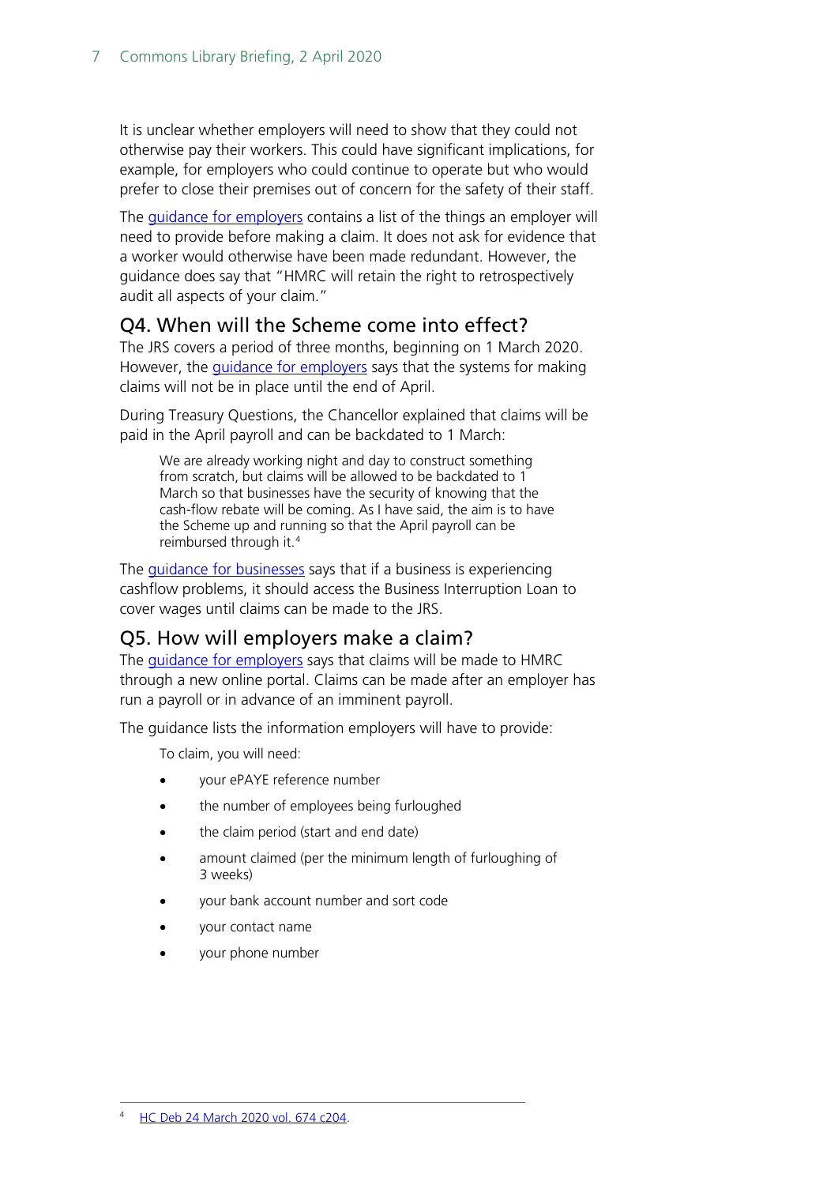It is unclear whether employers will need to show that they could not otherwise pay their workers. This could have significant implications, for example, for employers who could continue to operate but who would prefer to close their premises out of concern for the safety of their staff.

The guidance for employers contains a list of the things an employer will need to provide before making a claim. It does not ask for evidence that a worker would otherwise have been made redundant. However, the guidance does say that "HMRC will retain the right to retrospectively audit all aspects of your claim."

## Q4. When will the Scheme come into effect?

The JRS covers a period of three months, beginning on 1 March 2020. However, the guidance for employers says that the systems for making claims will not be in place until the end of April.

During Treasury Questions, the Chancellor explained that claims will be paid in the April payroll and can be backdated to 1 March:

> We are already working night and day to construct something from scratch, but claims will be allowed to be backdated to 1 March so that businesses have the security of knowing that the cash-flow rebate will be coming. As I have said, the aim is to have the Scheme up and running so that the April payroll can be reimbursed through it.[4]

The guidance for businesses says that if a business is experiencing cashflow problems, it should access the Business Interruption Loan to cover wages until claims can be made to the JRS.

## Q5. How will employers make a claim?

The guidance for employers says that claims will be made to HMRC through a new online portal. Claims can be made after an employer has run a payroll or in advance of an imminent payroll.

The guidance lists the information employers will have to provide:

> To claim, you will need:
>
> - your ePAYE reference number
> - the number of employees being furloughed
> - the claim period (start and end date)
> - amount claimed (per the minimum length of furloughing of 3 weeks)
> - your bank account number and sort code
> - your contact name
> - your phone number

---

[4] HC Deb 24 March 2020 vol. 674 c204.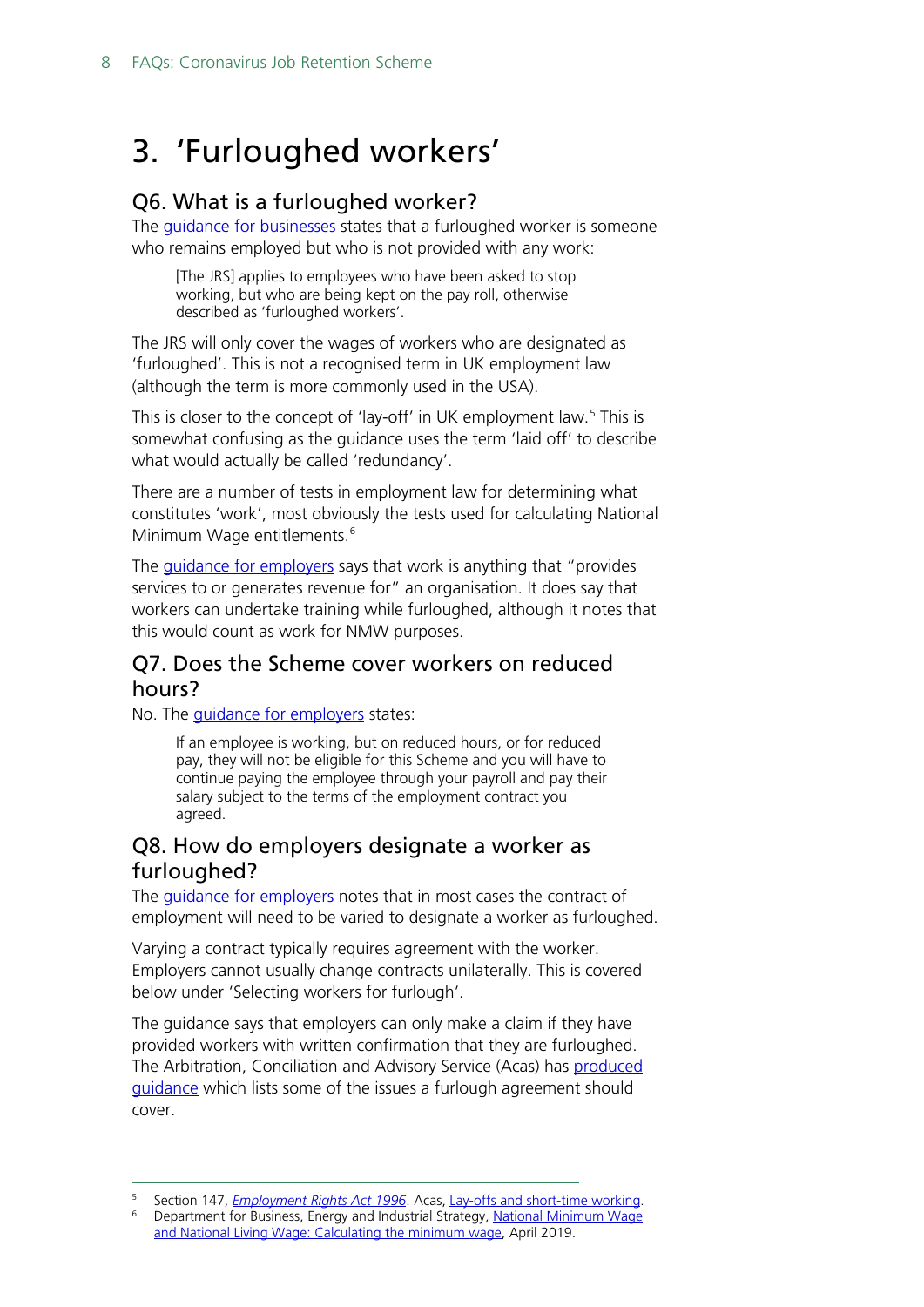# 3. 'Furloughed workers'

## Q6. What is a furloughed worker?

The guidance for businesses states that a furloughed worker is someone who remains employed but who is not provided with any work:

> [The JRS] applies to employees who have been asked to stop working, but who are being kept on the pay roll, otherwise described as 'furloughed workers'.

The JRS will only cover the wages of workers who are designated as 'furloughed'. This is not a recognised term in UK employment law (although the term is more commonly used in the USA).

This is closer to the concept of 'lay-off' in UK employment law.[5] This is somewhat confusing as the guidance uses the term 'laid off' to describe what would actually be called 'redundancy'.

There are a number of tests in employment law for determining what constitutes 'work', most obviously the tests used for calculating National Minimum Wage entitlements.[6]

The guidance for employers says that work is anything that "provides services to or generates revenue for" an organisation. It does say that workers can undertake training while furloughed, although it notes that this would count as work for NMW purposes.

## Q7. Does the Scheme cover workers on reduced hours?

No. The guidance for employers states:

> If an employee is working, but on reduced hours, or for reduced pay, they will not be eligible for this Scheme and you will have to continue paying the employee through your payroll and pay their salary subject to the terms of the employment contract you agreed.

## Q8. How do employers designate a worker as furloughed?

The guidance for employers notes that in most cases the contract of employment will need to be varied to designate a worker as furloughed.

Varying a contract typically requires agreement with the worker. Employers cannot usually change contracts unilaterally. This is covered below under 'Selecting workers for furlough'.

The guidance says that employers can only make a claim if they have provided workers with written confirmation that they are furloughed. The Arbitration, Conciliation and Advisory Service (Acas) has produced guidance which lists some of the issues a furlough agreement should cover.

---

[5] Section 147, *Employment Rights Act 1996*. Acas, Lay-offs and short-time working.

[6] Department for Business, Energy and Industrial Strategy, National Minimum Wage and National Living Wage: Calculating the minimum wage, April 2019.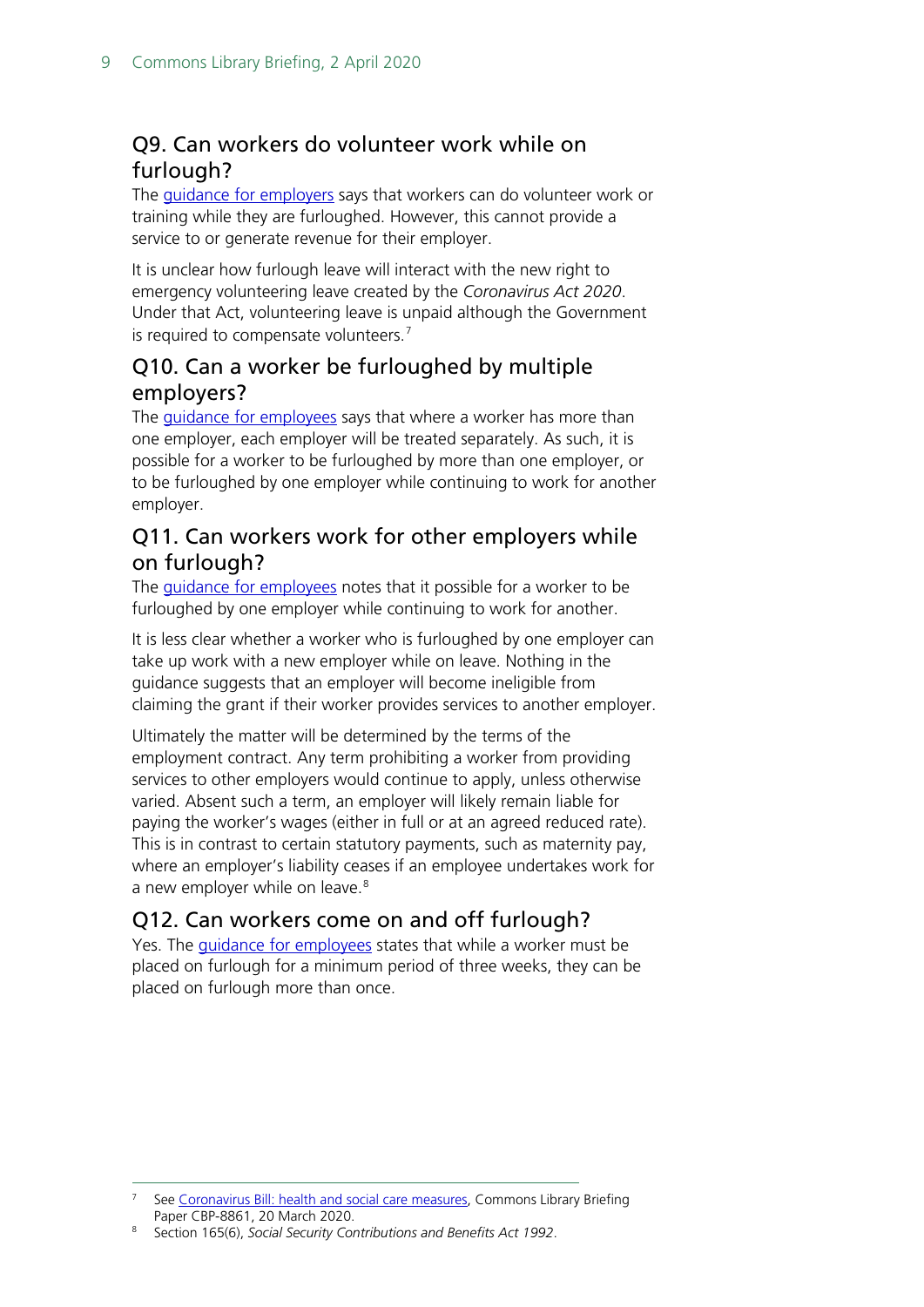## Q9. Can workers do volunteer work while on furlough?

The guidance for employers says that workers can do volunteer work or training while they are furloughed. However, this cannot provide a service to or generate revenue for their employer.

It is unclear how furlough leave will interact with the new right to emergency volunteering leave created by the *Coronavirus Act 2020*. Under that Act, volunteering leave is unpaid although the Government is required to compensate volunteers.[7]

## Q10. Can a worker be furloughed by multiple employers?

The guidance for employees says that where a worker has more than one employer, each employer will be treated separately. As such, it is possible for a worker to be furloughed by more than one employer, or to be furloughed by one employer while continuing to work for another employer.

## Q11. Can workers work for other employers while on furlough?

The guidance for employees notes that it possible for a worker to be furloughed by one employer while continuing to work for another.

It is less clear whether a worker who is furloughed by one employer can take up work with a new employer while on leave. Nothing in the guidance suggests that an employer will become ineligible from claiming the grant if their worker provides services to another employer.

Ultimately the matter will be determined by the terms of the employment contract. Any term prohibiting a worker from providing services to other employers would continue to apply, unless otherwise varied. Absent such a term, an employer will likely remain liable for paying the worker's wages (either in full or at an agreed reduced rate). This is in contrast to certain statutory payments, such as maternity pay, where an employer's liability ceases if an employee undertakes work for a new employer while on leave.[8]

## Q12. Can workers come on and off furlough?

Yes. The guidance for employees states that while a worker must be placed on furlough for a minimum period of three weeks, they can be placed on furlough more than once.

---

[7] See Coronavirus Bill: health and social care measures, Commons Library Briefing Paper CBP-8861, 20 March 2020.

[8] Section 165(6), *Social Security Contributions and Benefits Act 1992*.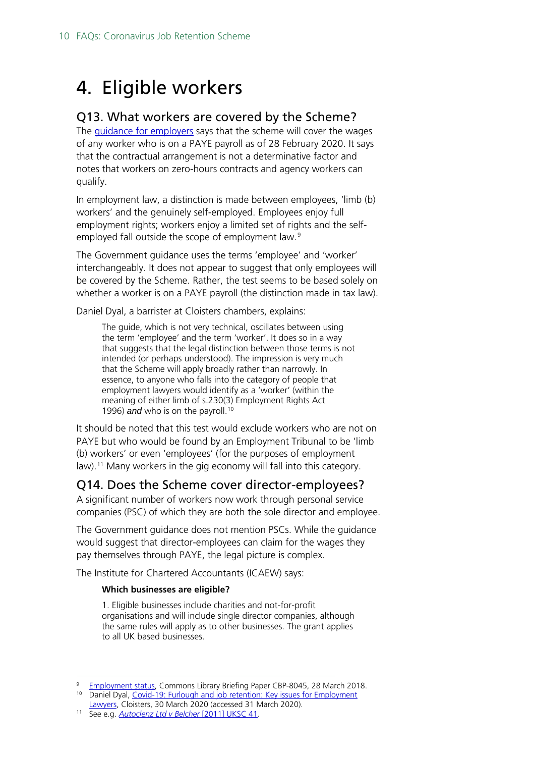# 4. Eligible workers

## Q13. What workers are covered by the Scheme?

The guidance for employers says that the scheme will cover the wages of any worker who is on a PAYE payroll as of 28 February 2020. It says that the contractual arrangement is not a determinative factor and notes that workers on zero-hours contracts and agency workers can qualify.

In employment law, a distinction is made between employees, 'limb (b) workers' and the genuinely self-employed. Employees enjoy full employment rights; workers enjoy a limited set of rights and the self-employed fall outside the scope of employment law.[9]

The Government guidance uses the terms 'employee' and 'worker' interchangeably. It does not appear to suggest that only employees will be covered by the Scheme. Rather, the test seems to be based solely on whether a worker is on a PAYE payroll (the distinction made in tax law).

Daniel Dyal, a barrister at Cloisters chambers, explains:

> The guide, which is not very technical, oscillates between using the term 'employee' and the term 'worker'. It does so in a way that suggests that the legal distinction between those terms is not intended (or perhaps understood). The impression is very much that the Scheme will apply broadly rather than narrowly. In essence, to anyone who falls into the category of people that employment lawyers would identify as a 'worker' (within the meaning of either limb of s.230(3) Employment Rights Act 1996) ***and*** who is on the payroll.[10]

It should be noted that this test would exclude workers who are not on PAYE but who would be found by an Employment Tribunal to be 'limb (b) workers' or even 'employees' (for the purposes of employment law).[11] Many workers in the gig economy will fall into this category.

## Q14. Does the Scheme cover director-employees?

A significant number of workers now work through personal service companies (PSC) of which they are both the sole director and employee.

The Government guidance does not mention PSCs. While the guidance would suggest that director-employees can claim for the wages they pay themselves through PAYE, the legal picture is complex.

The Institute for Chartered Accountants (ICAEW) says:

> **Which businesses are eligible?**
>
> 1. Eligible businesses include charities and not-for-profit organisations and will include single director companies, although the same rules will apply as to other businesses. The grant applies to all UK based businesses.

---

[9] Employment status, Commons Library Briefing Paper CBP-8045, 28 March 2018.

[10] Daniel Dyal, Covid-19: Furlough and job retention: Key issues for Employment Lawyers, Cloisters, 30 March 2020 (accessed 31 March 2020).

[11] See e.g. *Autoclenz Ltd v Belcher* [2011] UKSC 41.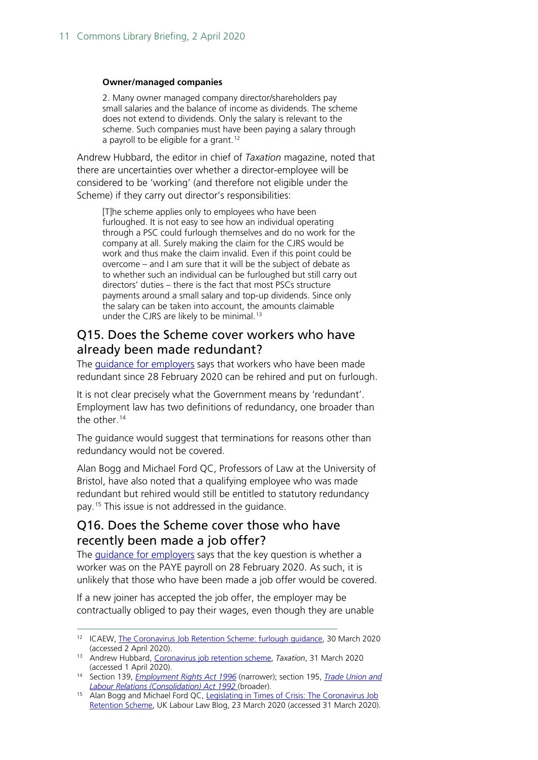> **Owner/managed companies**
>
> 2. Many owner managed company director/shareholders pay small salaries and the balance of income as dividends. The scheme does not extend to dividends. Only the salary is relevant to the scheme. Such companies must have been paying a salary through a payroll to be eligible for a grant.[12]

Andrew Hubbard, the editor in chief of *Taxation* magazine, noted that there are uncertainties over whether a director-employee will be considered to be 'working' (and therefore not eligible under the Scheme) if they carry out director's responsibilities:

> [T]he scheme applies only to employees who have been furloughed. It is not easy to see how an individual operating through a PSC could furlough themselves and do no work for the company at all. Surely making the claim for the CJRS would be work and thus make the claim invalid. Even if this point could be overcome – and I am sure that it will be the subject of debate as to whether such an individual can be furloughed but still carry out directors' duties – there is the fact that most PSCs structure payments around a small salary and top-up dividends. Since only the salary can be taken into account, the amounts claimable under the CJRS are likely to be minimal.[13]

## Q15. Does the Scheme cover workers who have already been made redundant?

The guidance for employers says that workers who have been made redundant since 28 February 2020 can be rehired and put on furlough.

It is not clear precisely what the Government means by 'redundant'. Employment law has two definitions of redundancy, one broader than the other.[14]

The guidance would suggest that terminations for reasons other than redundancy would not be covered.

Alan Bogg and Michael Ford QC, Professors of Law at the University of Bristol, have also noted that a qualifying employee who was made redundant but rehired would still be entitled to statutory redundancy pay.[15] This issue is not addressed in the guidance.

## Q16. Does the Scheme cover those who have recently been made a job offer?

The guidance for employers says that the key question is whether a worker was on the PAYE payroll on 28 February 2020. As such, it is unlikely that those who have been made a job offer would be covered.

If a new joiner has accepted the job offer, the employer may be contractually obliged to pay their wages, even though they are unable

---

[12] ICAEW, The Coronavirus Job Retention Scheme: furlough guidance, 30 March 2020 (accessed 2 April 2020).

[13] Andrew Hubbard, Coronavirus job retention scheme, *Taxation*, 31 March 2020 (accessed 1 April 2020).

[14] Section 139, *Employment Rights Act 1996* (narrower); section 195, *Trade Union and Labour Relations (Consolidation) Act 1992* (broader).

[15] Alan Bogg and Michael Ford QC, Legislating in Times of Crisis: The Coronavirus Job Retention Scheme, UK Labour Law Blog, 23 March 2020 (accessed 31 March 2020).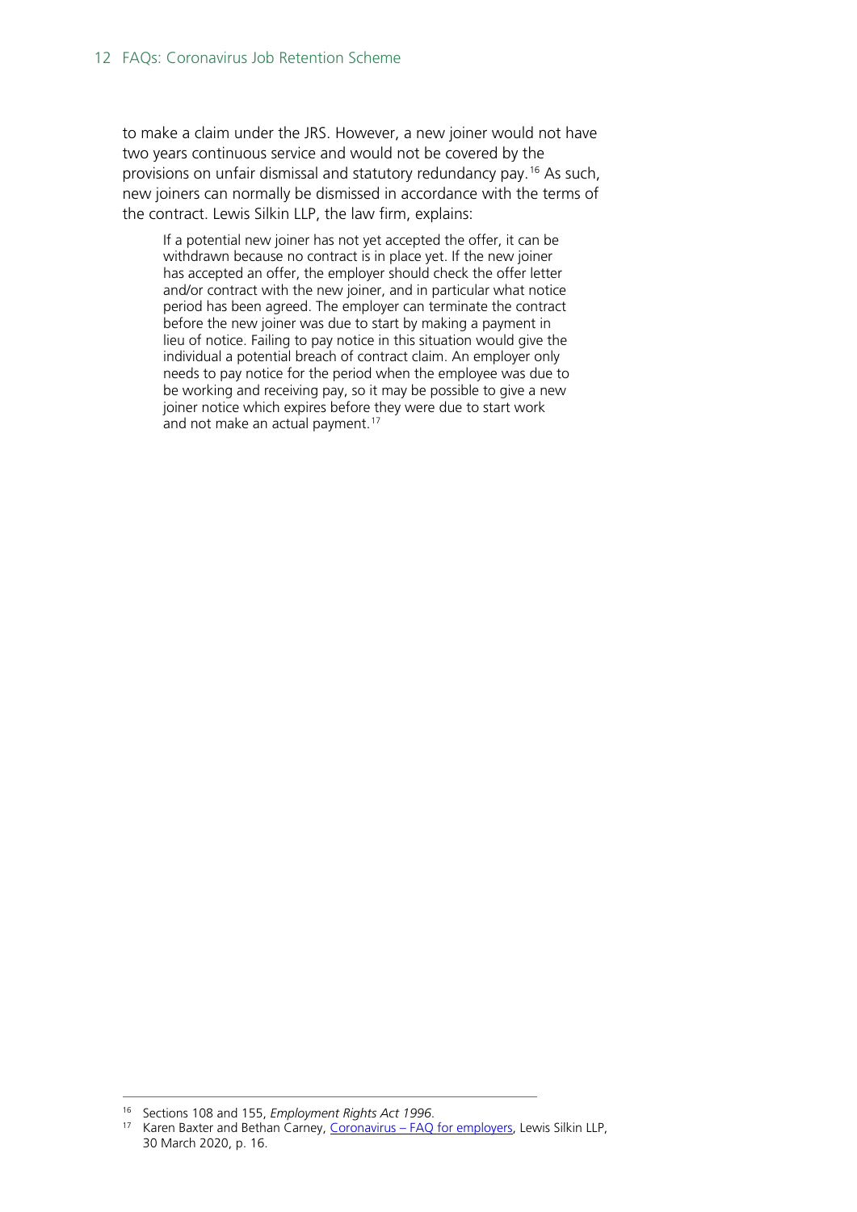to make a claim under the JRS. However, a new joiner would not have two years continuous service and would not be covered by the provisions on unfair dismissal and statutory redundancy pay.[16] As such, new joiners can normally be dismissed in accordance with the terms of the contract. Lewis Silkin LLP, the law firm, explains:

> If a potential new joiner has not yet accepted the offer, it can be withdrawn because no contract is in place yet. If the new joiner has accepted an offer, the employer should check the offer letter and/or contract with the new joiner, and in particular what notice period has been agreed. The employer can terminate the contract before the new joiner was due to start by making a payment in lieu of notice. Failing to pay notice in this situation would give the individual a potential breach of contract claim. An employer only needs to pay notice for the period when the employee was due to be working and receiving pay, so it may be possible to give a new joiner notice which expires before they were due to start work and not make an actual payment.[17]

---

[16] Sections 108 and 155, *Employment Rights Act 1996*.

[17] Karen Baxter and Bethan Carney, Coronavirus – FAQ for employers, Lewis Silkin LLP, 30 March 2020, p. 16.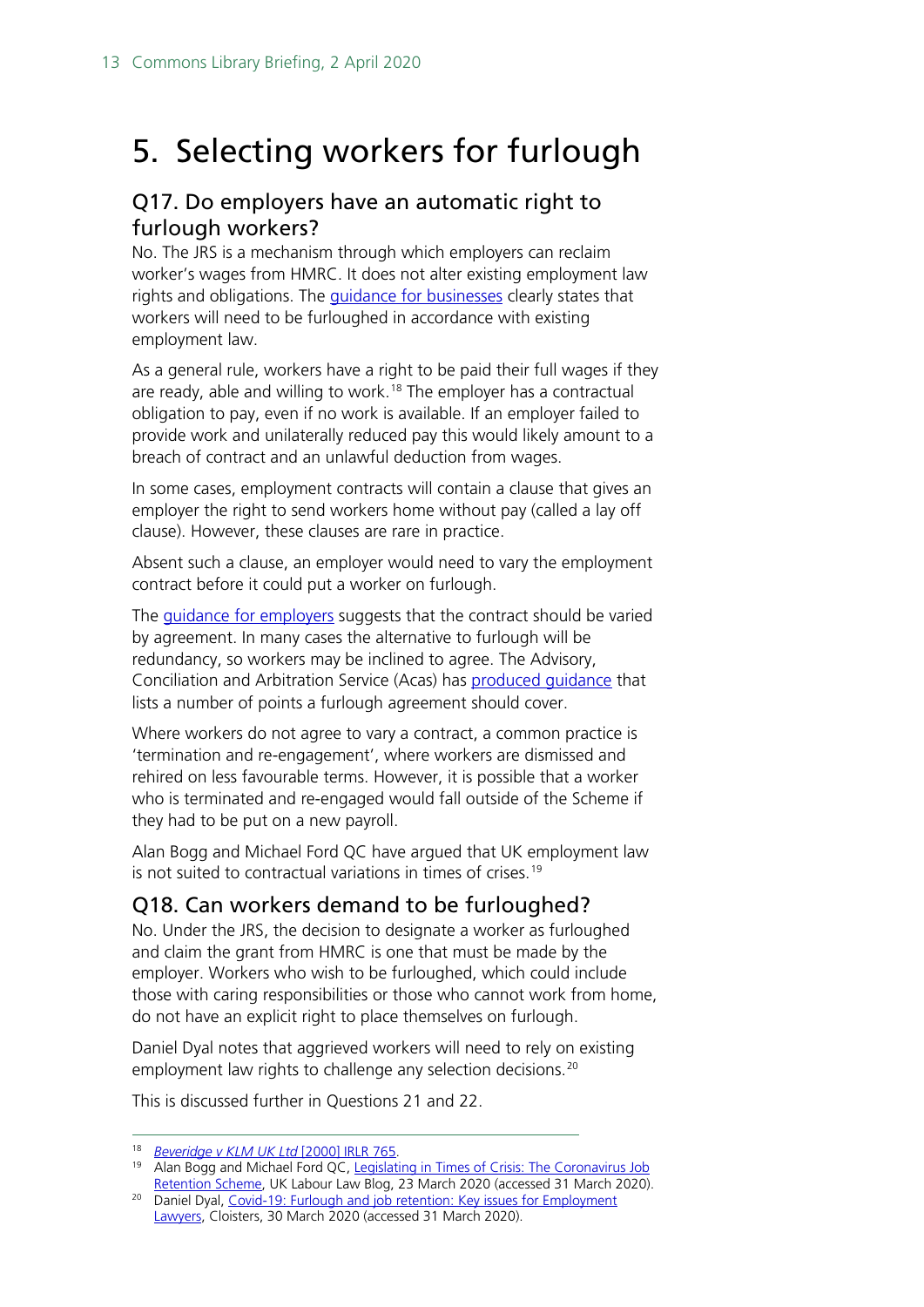# 5. Selecting workers for furlough

## Q17. Do employers have an automatic right to furlough workers?

No. The JRS is a mechanism through which employers can reclaim worker's wages from HMRC. It does not alter existing employment law rights and obligations. The guidance for businesses clearly states that workers will need to be furloughed in accordance with existing employment law.

As a general rule, workers have a right to be paid their full wages if they are ready, able and willing to work.[18] The employer has a contractual obligation to pay, even if no work is available. If an employer failed to provide work and unilaterally reduced pay this would likely amount to a breach of contract and an unlawful deduction from wages.

In some cases, employment contracts will contain a clause that gives an employer the right to send workers home without pay (called a lay off clause). However, these clauses are rare in practice.

Absent such a clause, an employer would need to vary the employment contract before it could put a worker on furlough.

The guidance for employers suggests that the contract should be varied by agreement. In many cases the alternative to furlough will be redundancy, so workers may be inclined to agree. The Advisory, Conciliation and Arbitration Service (Acas) has produced guidance that lists a number of points a furlough agreement should cover.

Where workers do not agree to vary a contract, a common practice is 'termination and re-engagement', where workers are dismissed and rehired on less favourable terms. However, it is possible that a worker who is terminated and re-engaged would fall outside of the Scheme if they had to be put on a new payroll.

Alan Bogg and Michael Ford QC have argued that UK employment law is not suited to contractual variations in times of crises.[19]

## Q18. Can workers demand to be furloughed?

No. Under the JRS, the decision to designate a worker as furloughed and claim the grant from HMRC is one that must be made by the employer. Workers who wish to be furloughed, which could include those with caring responsibilities or those who cannot work from home, do not have an explicit right to place themselves on furlough.

Daniel Dyal notes that aggrieved workers will need to rely on existing employment law rights to challenge any selection decisions.[20]

This is discussed further in Questions 21 and 22.

---

[18] *Beveridge v KLM UK Ltd* [2000] IRLR 765.

[19] Alan Bogg and Michael Ford QC, Legislating in Times of Crisis: The Coronavirus Job Retention Scheme, UK Labour Law Blog, 23 March 2020 (accessed 31 March 2020).

[20] Daniel Dyal, Covid-19: Furlough and job retention: Key issues for Employment Lawyers, Cloisters, 30 March 2020 (accessed 31 March 2020).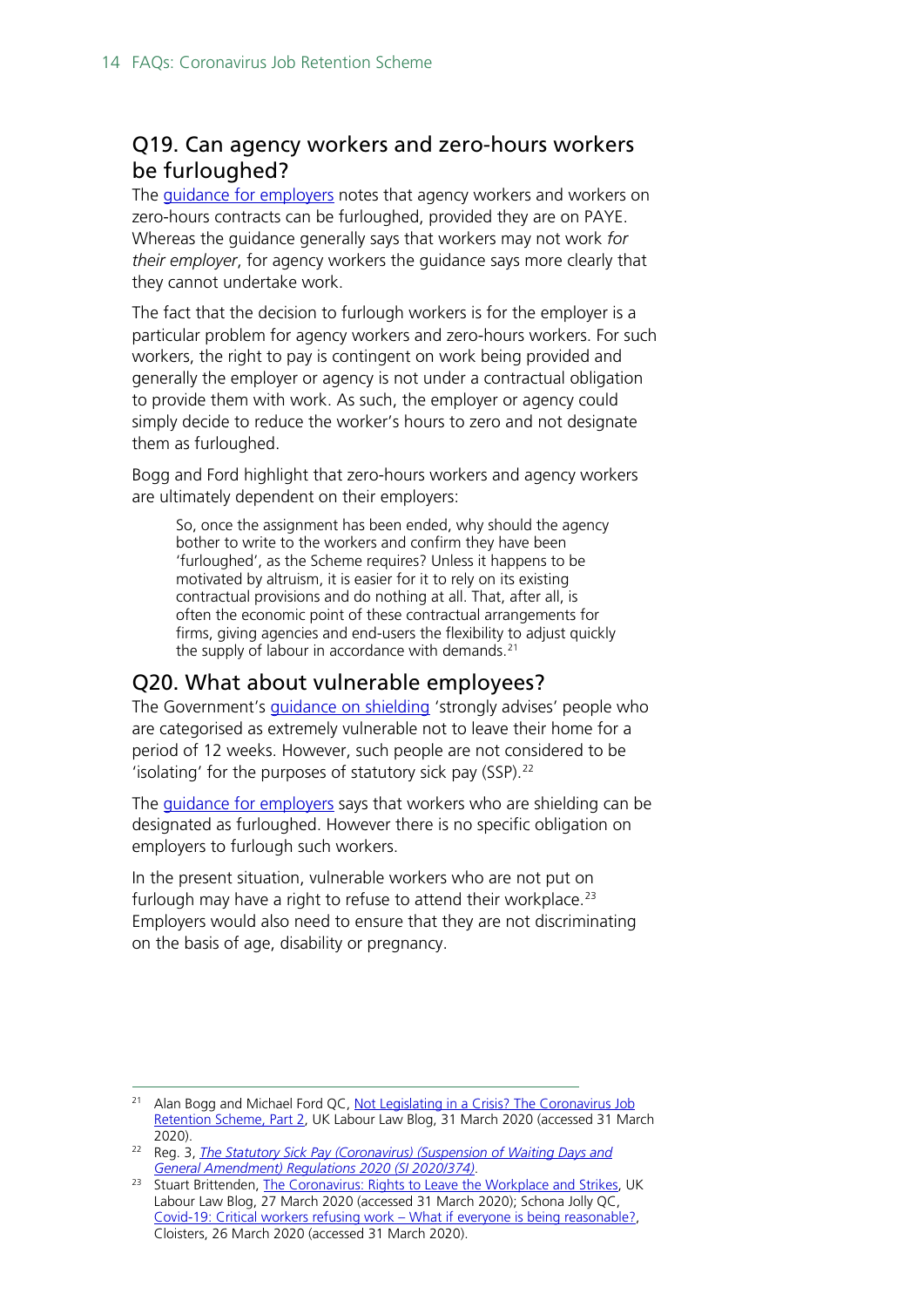## Q19. Can agency workers and zero-hours workers be furloughed?

The guidance for employers notes that agency workers and workers on zero-hours contracts can be furloughed, provided they are on PAYE. Whereas the guidance generally says that workers may not work *for their employer*, for agency workers the guidance says more clearly that they cannot undertake work.

The fact that the decision to furlough workers is for the employer is a particular problem for agency workers and zero-hours workers. For such workers, the right to pay is contingent on work being provided and generally the employer or agency is not under a contractual obligation to provide them with work. As such, the employer or agency could simply decide to reduce the worker's hours to zero and not designate them as furloughed.

Bogg and Ford highlight that zero-hours workers and agency workers are ultimately dependent on their employers:

> So, once the assignment has been ended, why should the agency bother to write to the workers and confirm they have been 'furloughed', as the Scheme requires? Unless it happens to be motivated by altruism, it is easier for it to rely on its existing contractual provisions and do nothing at all. That, after all, is often the economic point of these contractual arrangements for firms, giving agencies and end-users the flexibility to adjust quickly the supply of labour in accordance with demands.[21]

## Q20. What about vulnerable employees?

The Government's guidance on shielding 'strongly advises' people who are categorised as extremely vulnerable not to leave their home for a period of 12 weeks. However, such people are not considered to be 'isolating' for the purposes of statutory sick pay (SSP).[22]

The guidance for employers says that workers who are shielding can be designated as furloughed. However there is no specific obligation on employers to furlough such workers.

In the present situation, vulnerable workers who are not put on furlough may have a right to refuse to attend their workplace.[23] Employers would also need to ensure that they are not discriminating on the basis of age, disability or pregnancy.

---

[21] Alan Bogg and Michael Ford QC, Not Legislating in a Crisis? The Coronavirus Job Retention Scheme, Part 2, UK Labour Law Blog, 31 March 2020 (accessed 31 March 2020).

[22] Reg. 3, *The Statutory Sick Pay (Coronavirus) (Suspension of Waiting Days and General Amendment) Regulations 2020 (SI 2020/374)*.

[23] Stuart Brittenden, The Coronavirus: Rights to Leave the Workplace and Strikes, UK Labour Law Blog, 27 March 2020 (accessed 31 March 2020); Schona Jolly QC, Covid-19: Critical workers refusing work – What if everyone is being reasonable?, Cloisters, 26 March 2020 (accessed 31 March 2020).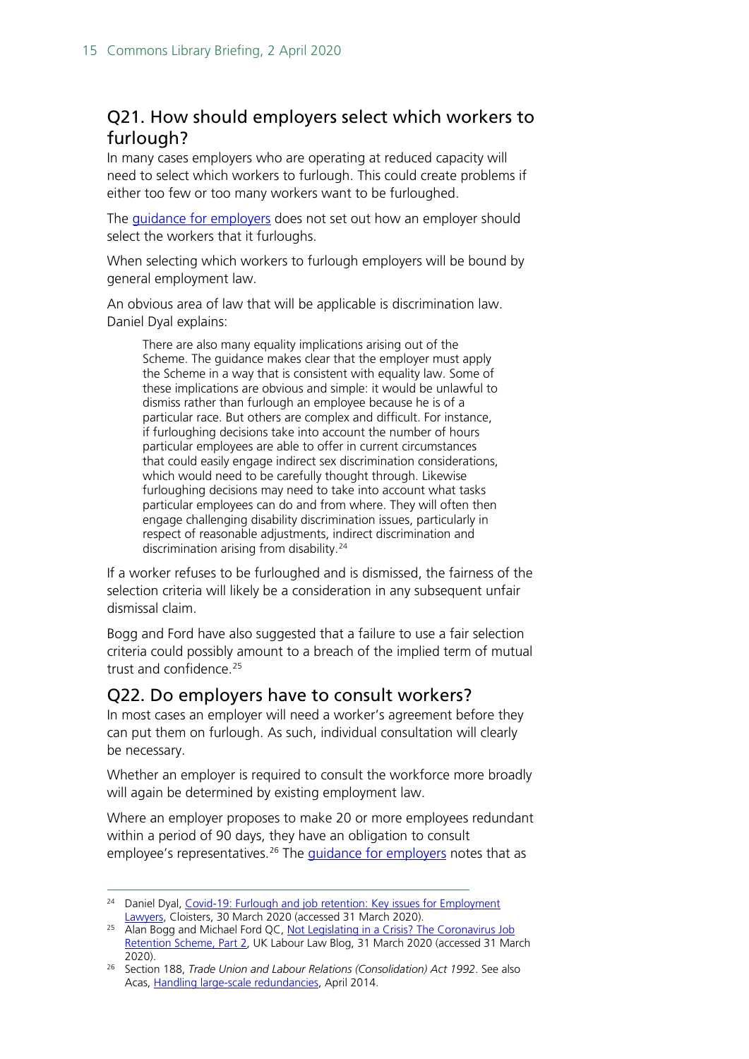## Q21. How should employers select which workers to furlough?

In many cases employers who are operating at reduced capacity will need to select which workers to furlough. This could create problems if either too few or too many workers want to be furloughed.

The guidance for employers does not set out how an employer should select the workers that it furloughs.

When selecting which workers to furlough employers will be bound by general employment law.

An obvious area of law that will be applicable is discrimination law. Daniel Dyal explains:

> There are also many equality implications arising out of the Scheme. The guidance makes clear that the employer must apply the Scheme in a way that is consistent with equality law. Some of these implications are obvious and simple: it would be unlawful to dismiss rather than furlough an employee because he is of a particular race. But others are complex and difficult. For instance, if furloughing decisions take into account the number of hours particular employees are able to offer in current circumstances that could easily engage indirect sex discrimination considerations, which would need to be carefully thought through. Likewise furloughing decisions may need to take into account what tasks particular employees can do and from where. They will often then engage challenging disability discrimination issues, particularly in respect of reasonable adjustments, indirect discrimination and discrimination arising from disability.[24]

If a worker refuses to be furloughed and is dismissed, the fairness of the selection criteria will likely be a consideration in any subsequent unfair dismissal claim.

Bogg and Ford have also suggested that a failure to use a fair selection criteria could possibly amount to a breach of the implied term of mutual trust and confidence.[25]

## Q22. Do employers have to consult workers?

In most cases an employer will need a worker's agreement before they can put them on furlough. As such, individual consultation will clearly be necessary.

Whether an employer is required to consult the workforce more broadly will again be determined by existing employment law.

Where an employer proposes to make 20 or more employees redundant within a period of 90 days, they have an obligation to consult employee's representatives.[26] The guidance for employers notes that as

---

[24] Daniel Dyal, Covid-19: Furlough and job retention: Key issues for Employment Lawyers, Cloisters, 30 March 2020 (accessed 31 March 2020).

[25] Alan Bogg and Michael Ford QC, Not Legislating in a Crisis? The Coronavirus Job Retention Scheme, Part 2, UK Labour Law Blog, 31 March 2020 (accessed 31 March 2020).

[26] Section 188, *Trade Union and Labour Relations (Consolidation) Act 1992*. See also Acas, Handling large-scale redundancies, April 2014.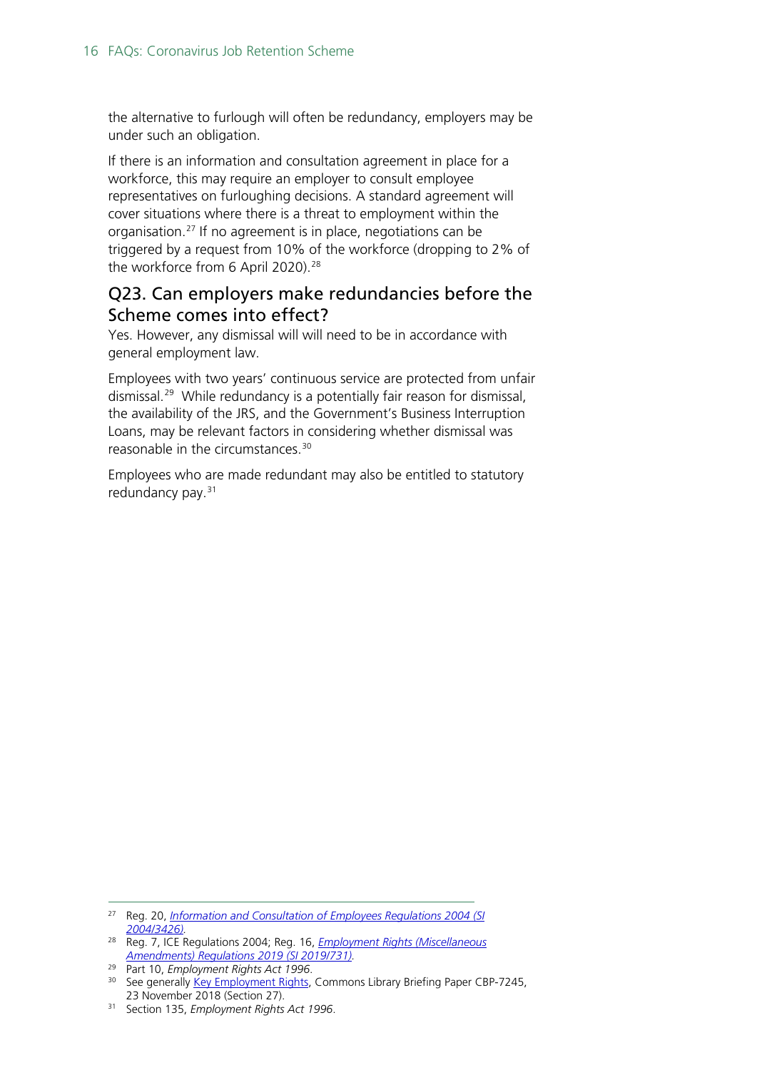the alternative to furlough will often be redundancy, employers may be under such an obligation.

If there is an information and consultation agreement in place for a workforce, this may require an employer to consult employee representatives on furloughing decisions. A standard agreement will cover situations where there is a threat to employment within the organisation.[27] If no agreement is in place, negotiations can be triggered by a request from 10% of the workforce (dropping to 2% of the workforce from 6 April 2020).[28]

## Q23. Can employers make redundancies before the Scheme comes into effect?

Yes. However, any dismissal will will need to be in accordance with general employment law.

Employees with two years' continuous service are protected from unfair dismissal.[29] While redundancy is a potentially fair reason for dismissal, the availability of the JRS, and the Government's Business Interruption Loans, may be relevant factors in considering whether dismissal was reasonable in the circumstances.[30]

Employees who are made redundant may also be entitled to statutory redundancy pay.[31]

---

[27] Reg. 20, *Information and Consultation of Employees Regulations 2004 (SI 2004/3426)*.

[28] Reg. 7, ICE Regulations 2004; Reg. 16, *Employment Rights (Miscellaneous Amendments) Regulations 2019 (SI 2019/731)*.

[29] Part 10, *Employment Rights Act 1996*.

[30] See generally Key Employment Rights, Commons Library Briefing Paper CBP-7245, 23 November 2018 (Section 27).

[31] Section 135, *Employment Rights Act 1996*.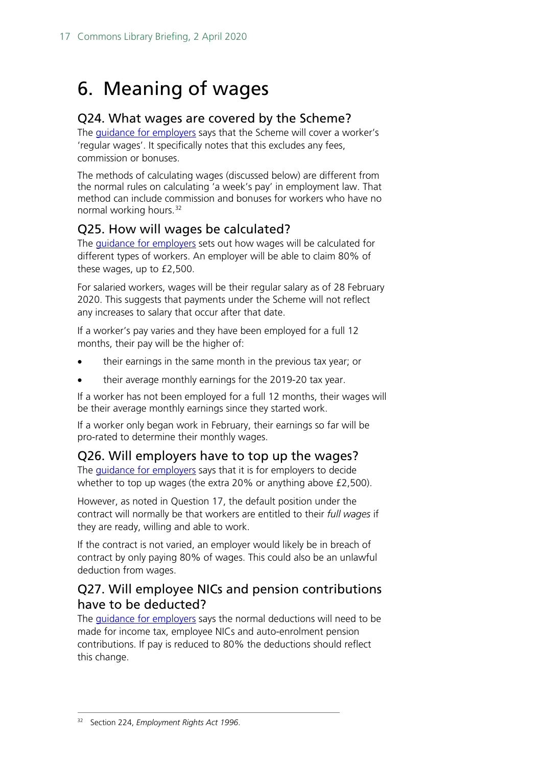# 6. Meaning of wages

## Q24. What wages are covered by the Scheme?

The guidance for employers says that the Scheme will cover a worker's 'regular wages'. It specifically notes that this excludes any fees, commission or bonuses.

The methods of calculating wages (discussed below) are different from the normal rules on calculating 'a week's pay' in employment law. That method can include commission and bonuses for workers who have no normal working hours.[32]

## Q25. How will wages be calculated?

The guidance for employers sets out how wages will be calculated for different types of workers. An employer will be able to claim 80% of these wages, up to £2,500.

For salaried workers, wages will be their regular salary as of 28 February 2020. This suggests that payments under the Scheme will not reflect any increases to salary that occur after that date.

If a worker's pay varies and they have been employed for a full 12 months, their pay will be the higher of:

- their earnings in the same month in the previous tax year; or
- their average monthly earnings for the 2019-20 tax year.

If a worker has not been employed for a full 12 months, their wages will be their average monthly earnings since they started work.

If a worker only began work in February, their earnings so far will be pro-rated to determine their monthly wages.

## Q26. Will employers have to top up the wages?

The guidance for employers says that it is for employers to decide whether to top up wages (the extra 20% or anything above £2,500).

However, as noted in Question 17, the default position under the contract will normally be that workers are entitled to their *full wages* if they are ready, willing and able to work.

If the contract is not varied, an employer would likely be in breach of contract by only paying 80% of wages. This could also be an unlawful deduction from wages.

## Q27. Will employee NICs and pension contributions have to be deducted?

The guidance for employers says the normal deductions will need to be made for income tax, employee NICs and auto-enrolment pension contributions. If pay is reduced to 80% the deductions should reflect this change.

---

[32] Section 224, *Employment Rights Act 1996*.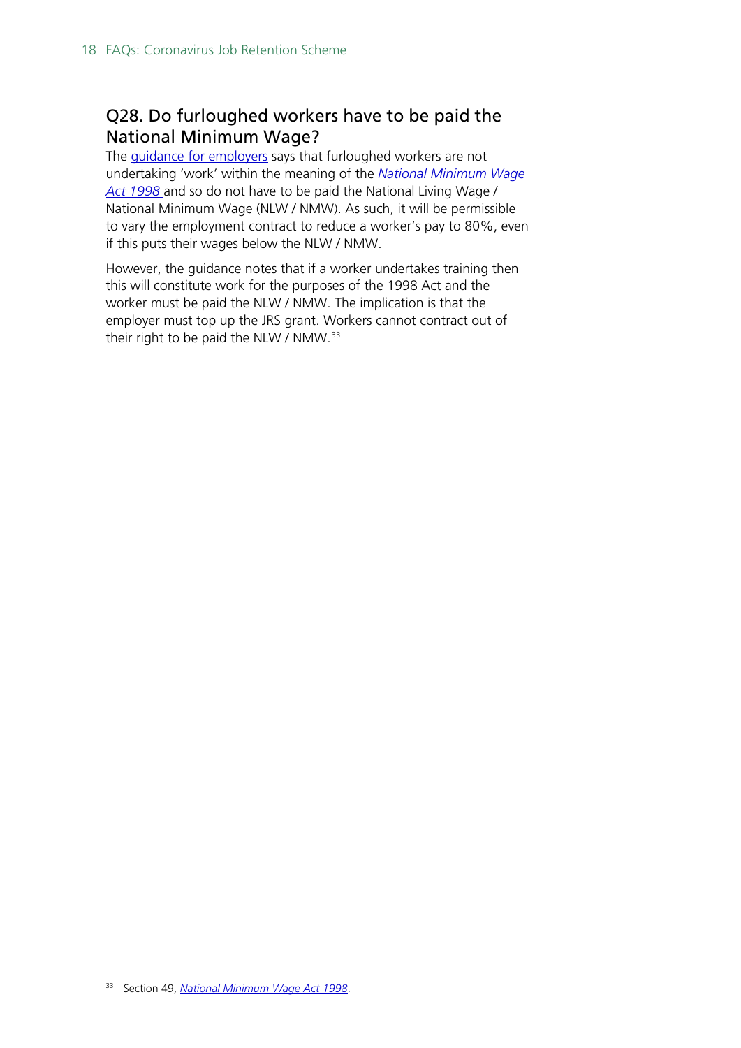## Q28. Do furloughed workers have to be paid the National Minimum Wage?

The guidance for employers says that furloughed workers are not undertaking 'work' within the meaning of the *National Minimum Wage Act 1998* and so do not have to be paid the National Living Wage / National Minimum Wage (NLW / NMW). As such, it will be permissible to vary the employment contract to reduce a worker's pay to 80%, even if this puts their wages below the NLW / NMW.

However, the guidance notes that if a worker undertakes training then this will constitute work for the purposes of the 1998 Act and the worker must be paid the NLW / NMW. The implication is that the employer must top up the JRS grant. Workers cannot contract out of their right to be paid the NLW / NMW.[33]

---

[33] Section 49, *National Minimum Wage Act 1998*.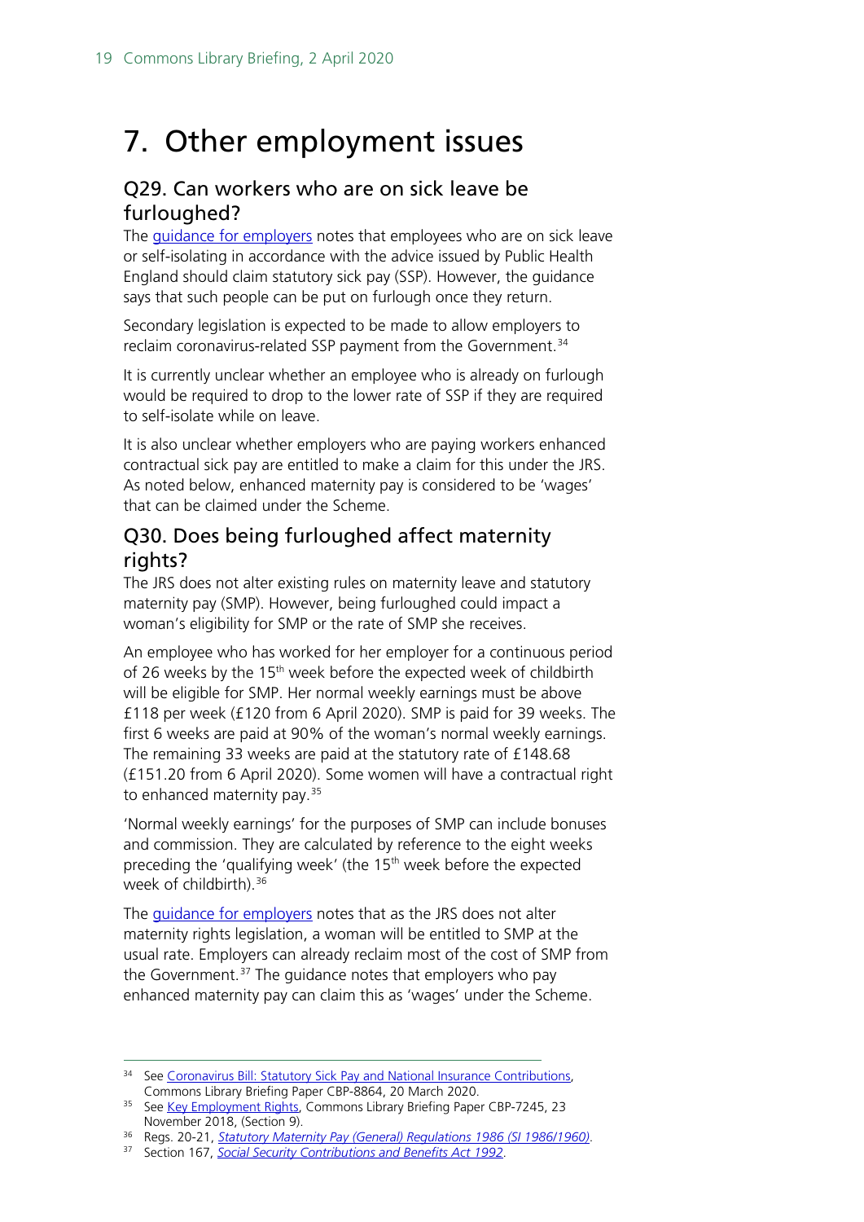# 7. Other employment issues

## Q29. Can workers who are on sick leave be furloughed?

The guidance for employers notes that employees who are on sick leave or self-isolating in accordance with the advice issued by Public Health England should claim statutory sick pay (SSP). However, the guidance says that such people can be put on furlough once they return.

Secondary legislation is expected to be made to allow employers to reclaim coronavirus-related SSP payment from the Government.[34]

It is currently unclear whether an employee who is already on furlough would be required to drop to the lower rate of SSP if they are required to self-isolate while on leave.

It is also unclear whether employers who are paying workers enhanced contractual sick pay are entitled to make a claim for this under the JRS. As noted below, enhanced maternity pay is considered to be 'wages' that can be claimed under the Scheme.

## Q30. Does being furloughed affect maternity rights?

The JRS does not alter existing rules on maternity leave and statutory maternity pay (SMP). However, being furloughed could impact a woman's eligibility for SMP or the rate of SMP she receives.

An employee who has worked for her employer for a continuous period of 26 weeks by the 15th week before the expected week of childbirth will be eligible for SMP. Her normal weekly earnings must be above £118 per week (£120 from 6 April 2020). SMP is paid for 39 weeks. The first 6 weeks are paid at 90% of the woman's normal weekly earnings. The remaining 33 weeks are paid at the statutory rate of £148.68 (£151.20 from 6 April 2020). Some women will have a contractual right to enhanced maternity pay.[35]

'Normal weekly earnings' for the purposes of SMP can include bonuses and commission. They are calculated by reference to the eight weeks preceding the 'qualifying week' (the 15th week before the expected week of childbirth).[36]

The guidance for employers notes that as the JRS does not alter maternity rights legislation, a woman will be entitled to SMP at the usual rate. Employers can already reclaim most of the cost of SMP from the Government.[37] The guidance notes that employers who pay enhanced maternity pay can claim this as 'wages' under the Scheme.

---

[34] See Coronavirus Bill: Statutory Sick Pay and National Insurance Contributions, Commons Library Briefing Paper CBP-8864, 20 March 2020.

[35] See Key Employment Rights, Commons Library Briefing Paper CBP-7245, 23 November 2018, (Section 9).

[36] Regs. 20-21, *Statutory Maternity Pay (General) Regulations 1986 (SI 1986/1960)*.

[37] Section 167, *Social Security Contributions and Benefits Act 1992*.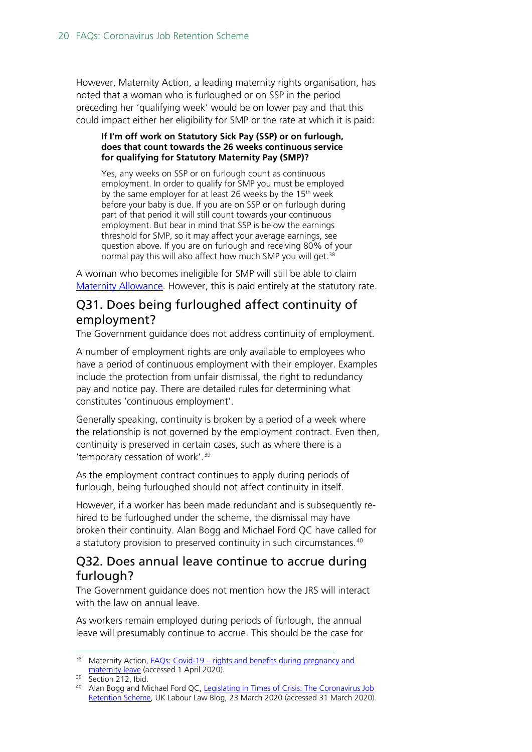However, Maternity Action, a leading maternity rights organisation, has noted that a woman who is furloughed or on SSP in the period preceding her 'qualifying week' would be on lower pay and that this could impact either her eligibility for SMP or the rate at which it is paid:

> **If I'm off work on Statutory Sick Pay (SSP) or on furlough, does that count towards the 26 weeks continuous service for qualifying for Statutory Maternity Pay (SMP)?**
>
> Yes, any weeks on SSP or on furlough count as continuous employment. In order to qualify for SMP you must be employed by the same employer for at least 26 weeks by the 15th week before your baby is due. If you are on SSP or on furlough during part of that period it will still count towards your continuous employment. But bear in mind that SSP is below the earnings threshold for SMP, so it may affect your average earnings, see question above. If you are on furlough and receiving 80% of your normal pay this will also affect how much SMP you will get.[38]

A woman who becomes ineligible for SMP will still be able to claim Maternity Allowance. However, this is paid entirely at the statutory rate.

## Q31. Does being furloughed affect continuity of employment?

The Government guidance does not address continuity of employment.

A number of employment rights are only available to employees who have a period of continuous employment with their employer. Examples include the protection from unfair dismissal, the right to redundancy pay and notice pay. There are detailed rules for determining what constitutes 'continuous employment'.

Generally speaking, continuity is broken by a period of a week where the relationship is not governed by the employment contract. Even then, continuity is preserved in certain cases, such as where there is a 'temporary cessation of work'.[39]

As the employment contract continues to apply during periods of furlough, being furloughed should not affect continuity in itself.

However, if a worker has been made redundant and is subsequently re-hired to be furloughed under the scheme, the dismissal may have broken their continuity. Alan Bogg and Michael Ford QC have called for a statutory provision to preserved continuity in such circumstances.[40]

## Q32. Does annual leave continue to accrue during furlough?

The Government guidance does not mention how the JRS will interact with the law on annual leave.

As workers remain employed during periods of furlough, the annual leave will presumably continue to accrue. This should be the case for

---

[38] Maternity Action, FAQs: Covid-19 – rights and benefits during pregnancy and maternity leave (accessed 1 April 2020).

[39] Section 212, Ibid.

[40] Alan Bogg and Michael Ford QC, Legislating in Times of Crisis: The Coronavirus Job Retention Scheme, UK Labour Law Blog, 23 March 2020 (accessed 31 March 2020).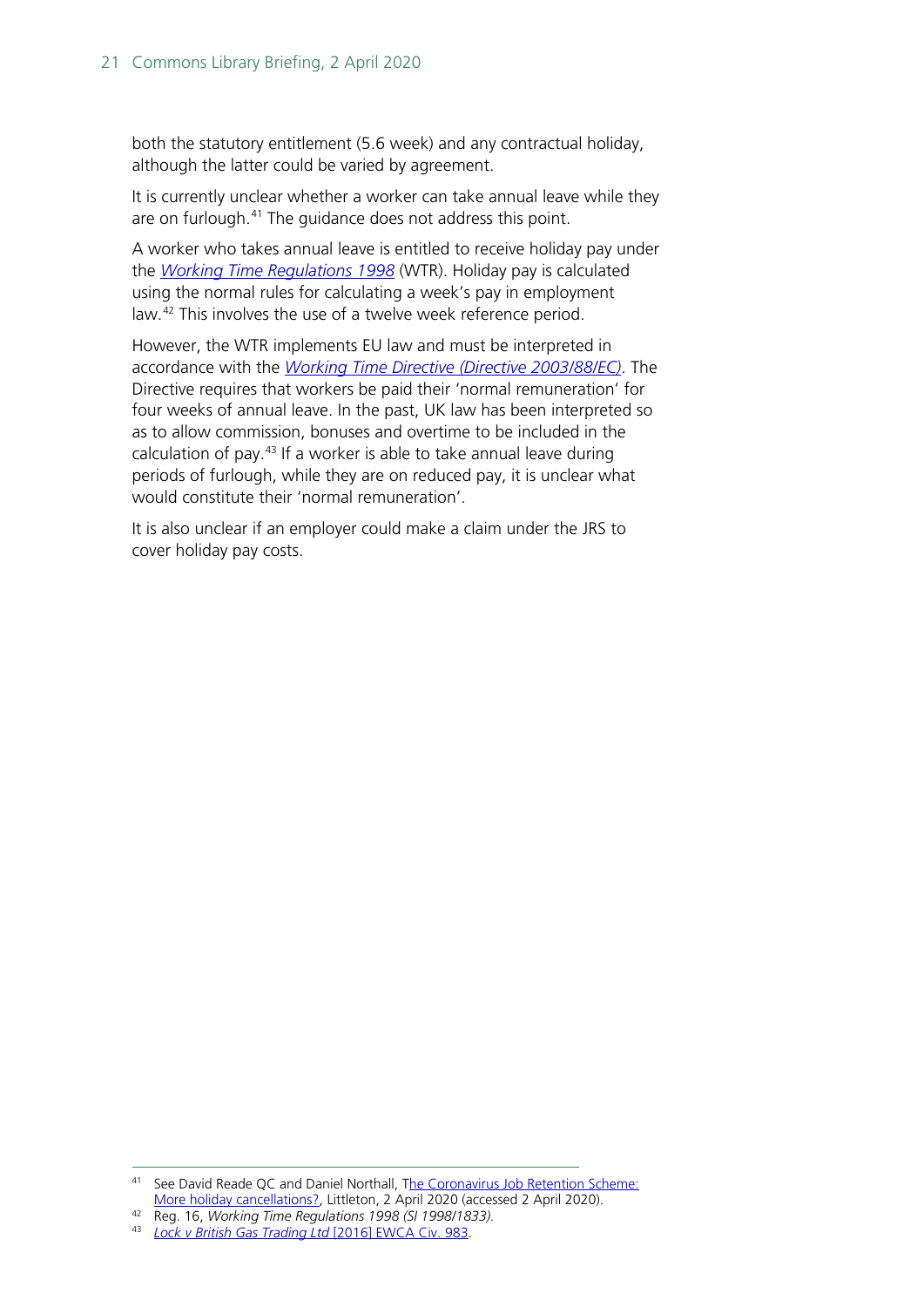both the statutory entitlement (5.6 week) and any contractual holiday, although the latter could be varied by agreement.

It is currently unclear whether a worker can take annual leave while they are on furlough.[41] The guidance does not address this point.

A worker who takes annual leave is entitled to receive holiday pay under the *Working Time Regulations 1998* (WTR). Holiday pay is calculated using the normal rules for calculating a week's pay in employment law.[42] This involves the use of a twelve week reference period.

However, the WTR implements EU law and must be interpreted in accordance with the *Working Time Directive (Directive 2003/88/EC)*. The Directive requires that workers be paid their 'normal remuneration' for four weeks of annual leave. In the past, UK law has been interpreted so as to allow commission, bonuses and overtime to be included in the calculation of pay.[43] If a worker is able to take annual leave during periods of furlough, while they are on reduced pay, it is unclear what would constitute their 'normal remuneration'.

It is also unclear if an employer could make a claim under the JRS to cover holiday pay costs.

---

[41] See David Reade QC and Daniel Northall, The Coronavirus Job Retention Scheme: More holiday cancellations?, Littleton, 2 April 2020 (accessed 2 April 2020).

[42] Reg. 16, *Working Time Regulations 1998 (SI 1998/1833).*

[43] *Lock v British Gas Trading Ltd* [2016] EWCA Civ. 983.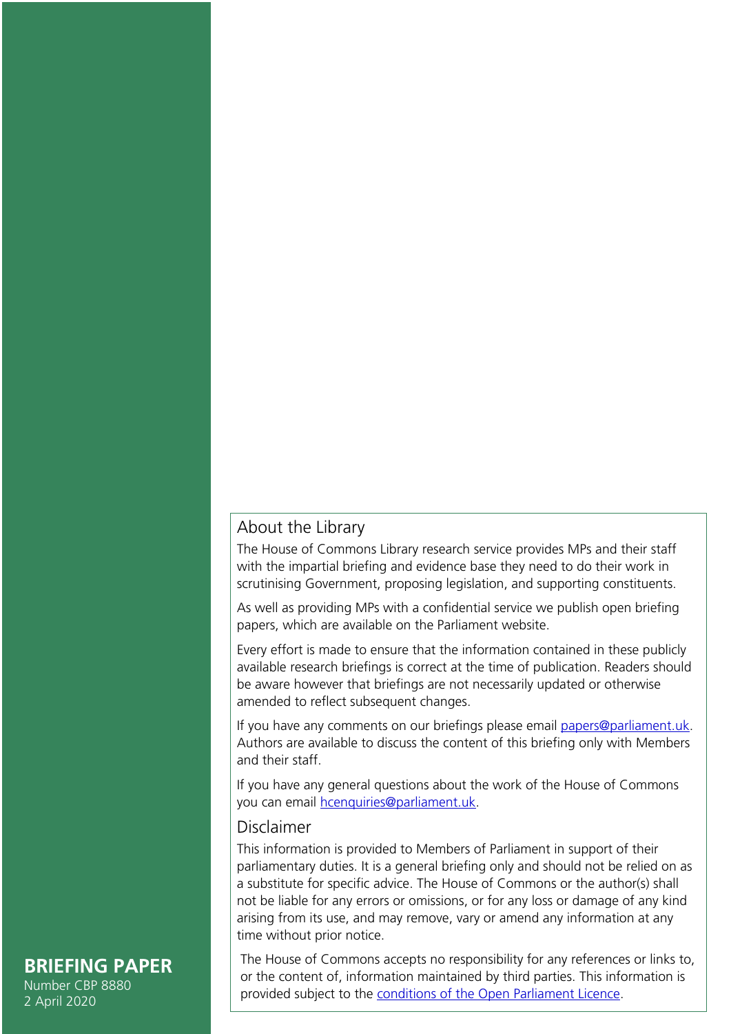## About the Library

The House of Commons Library research service provides MPs and their staff with the impartial briefing and evidence base they need to do their work in scrutinising Government, proposing legislation, and supporting constituents.

As well as providing MPs with a confidential service we publish open briefing papers, which are available on the Parliament website.

Every effort is made to ensure that the information contained in these publicly available research briefings is correct at the time of publication. Readers should be aware however that briefings are not necessarily updated or otherwise amended to reflect subsequent changes.

If you have any comments on our briefings please email papers@parliament.uk. Authors are available to discuss the content of this briefing only with Members and their staff.

If you have any general questions about the work of the House of Commons you can email hcenquiries@parliament.uk.

## Disclaimer

This information is provided to Members of Parliament in support of their parliamentary duties. It is a general briefing only and should not be relied on as a substitute for specific advice. The House of Commons or the author(s) shall not be liable for any errors or omissions, or for any loss or damage of any kind arising from its use, and may remove, vary or amend any information at any time without prior notice.

The House of Commons accepts no responsibility for any references or links to, or the content of, information maintained by third parties. This information is provided subject to the conditions of the Open Parliament Licence.

**BRIEFING PAPER**
Number CBP 8880
2 April 2020